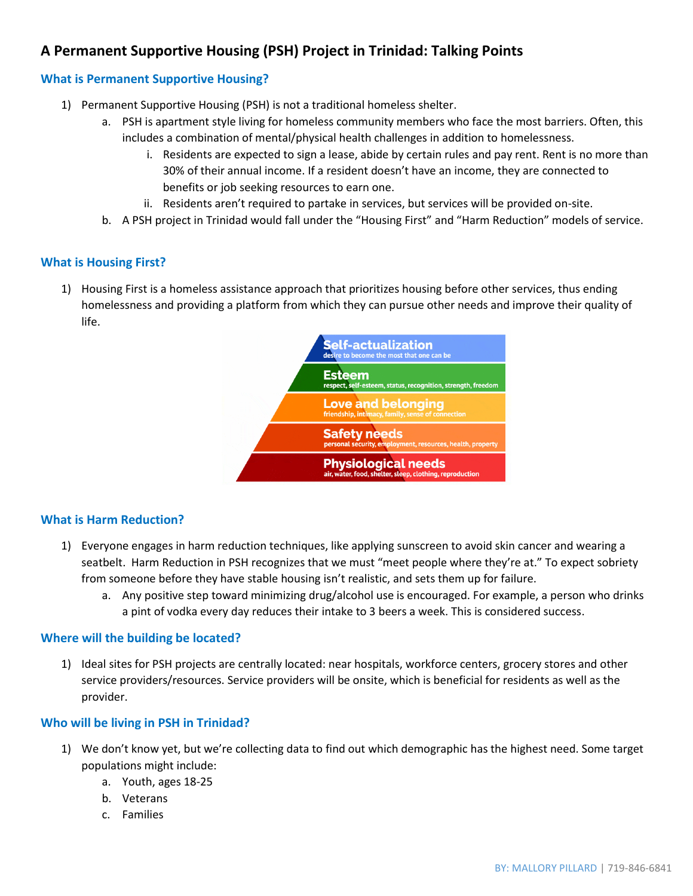# A Permanent Supportive Housing (PSH) Project in Trinidad: Talking Points

## What is Permanent Supportive Housing?

1) Permanent Supportive Housing (PSH) is not a traditional homeless shelter.
    a. PSH is apartment style living for homeless community members who face the most barriers. Often, this includes a combination of mental/physical health challenges in addition to homelessness.
        i. Residents are expected to sign a lease, abide by certain rules and pay rent. Rent is no more than 30% of their annual income. If a resident doesn't have an income, they are connected to benefits or job seeking resources to earn one.
        ii. Residents aren't required to partake in services, but services will be provided on-site.
    b. A PSH project in Trinidad would fall under the "Housing First" and "Harm Reduction" models of service.

## What is Housing First?

1) Housing First is a homeless assistance approach that prioritizes housing before other services, thus ending homelessness and providing a platform from which they can pursue other needs and improve their quality of life.

## What is Harm Reduction?

1) Everyone engages in harm reduction techniques, like applying sunscreen to avoid skin cancer and wearing a seatbelt. Harm Reduction in PSH recognizes that we must "meet people where they're at." To expect sobriety from someone before they have stable housing isn't realistic, and sets them up for failure.
    a. Any positive step toward minimizing drug/alcohol use is encouraged. For example, a person who drinks a pint of vodka every day reduces their intake to 3 beers a week. This is considered success.

## Where will the building be located?

1) Ideal sites for PSH projects are centrally located: near hospitals, workforce centers, grocery stores and other service providers/resources. Service providers will be onsite, which is beneficial for residents as well as the provider.

## Who will be living in PSH in Trinidad?

1) We don't know yet, but we're collecting data to find out which demographic has the highest need. Some target populations might include:
    a. Youth, ages 18-25
    b. Veterans
    c. Families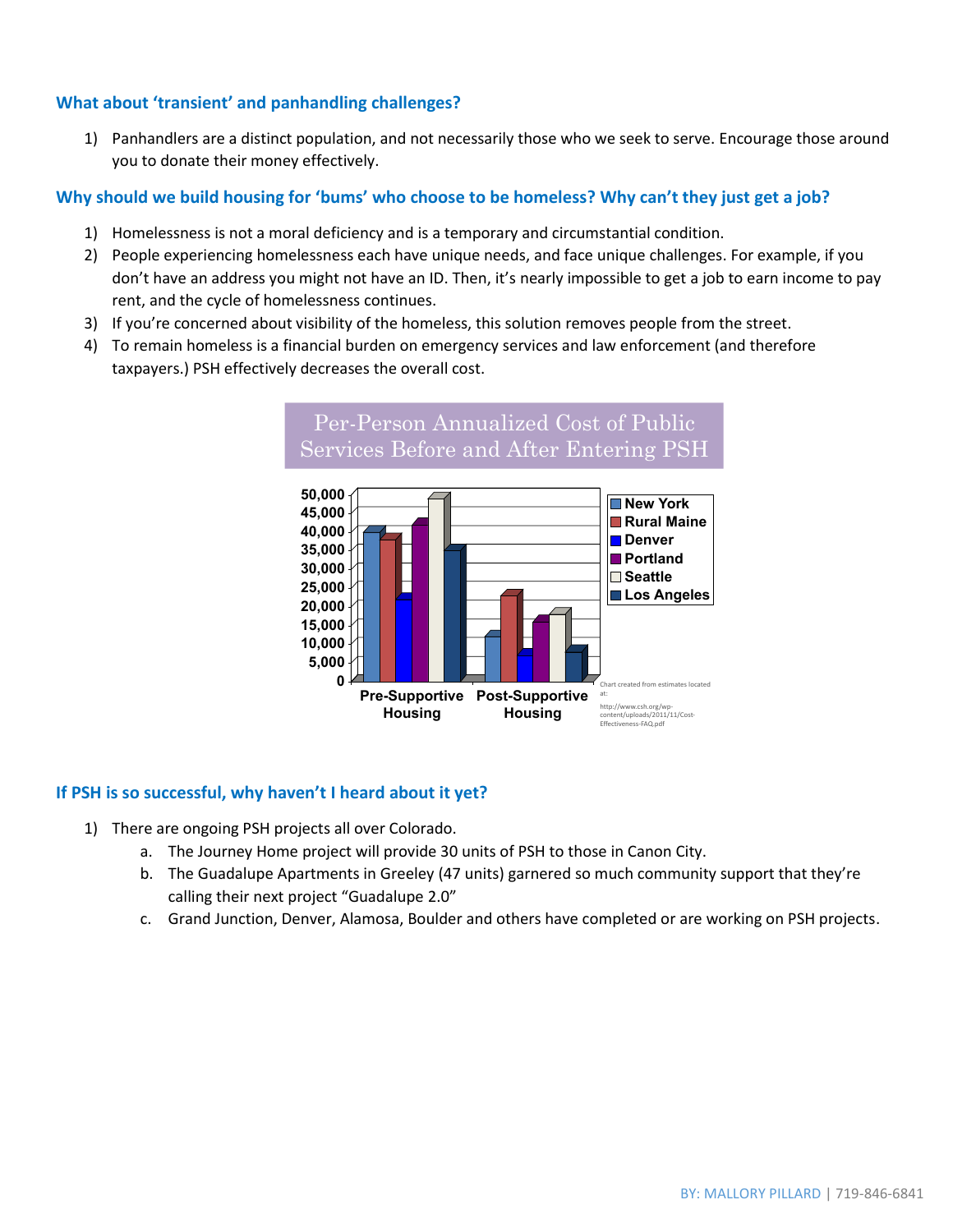### What about 'transient' and panhandling challenges?

1) Panhandlers are a distinct population, and not necessarily those who we seek to serve. Encourage those around you to donate their money effectively.

### Why should we build housing for 'bums' who choose to be homeless? Why can't they just get a job?

1) Homelessness is not a moral deficiency and is a temporary and circumstantial condition.
2) People experiencing homelessness each have unique needs, and face unique challenges. For example, if you don't have an address you might not have an ID. Then, it's nearly impossible to get a job to earn income to pay rent, and the cycle of homelessness continues.
3) If you're concerned about visibility of the homeless, this solution removes people from the street.
4) To remain homeless is a financial burden on emergency services and law enforcement (and therefore taxpayers.) PSH effectively decreases the overall cost.

Per-Person Annualized Cost of Public Services Before and After Entering PSH

50,000
45,000
40,000
35,000
30,000
25,000
20,000
15,000
10,000
5,000
0

Pre-Supportive Housing
Post-Supportive Housing

New York
Rural Maine
Denver
Portland
Seattle
Los Angeles

Chart created from estimates located at: http://www.csh.org/wp-content/uploads/2011/11/Cost-Effectiveness-FAQ.pdf

### If PSH is so successful, why haven't I heard about it yet?

1) There are ongoing PSH projects all over Colorado.
   a. The Journey Home project will provide 30 units of PSH to those in Canon City.
   b. The Guadalupe Apartments in Greeley (47 units) garnered so much community support that they're calling their next project "Guadalupe 2.0"
   c. Grand Junction, Denver, Alamosa, Boulder and others have completed or are working on PSH projects.

BY: MALLORY PILLARD | 719-846-6841